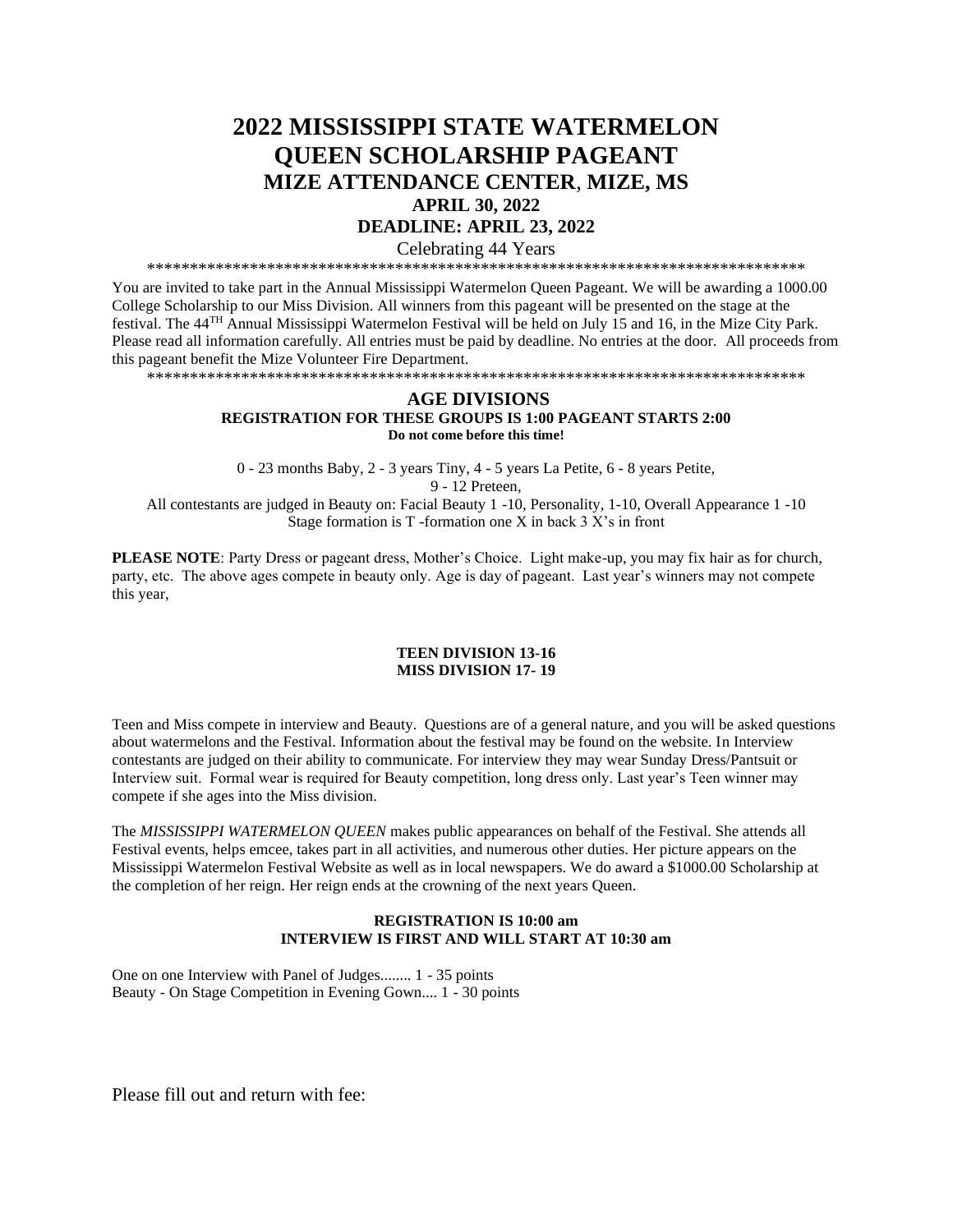# 2022 MISSISSIPPI STATE WATERMELON QUEEN SCHOLARSHIP PAGEANT

## MIZE ATTENDANCE CENTER, MIZE, MS

### APRIL 30, 2022

### DEADLINE: APRIL 23, 2022

Celebrating 44 Years

*******************************************************************************

You are invited to take part in the Annual Mississippi Watermelon Queen Pageant. We will be awarding a 1000.00 College Scholarship to our Miss Division. All winners from this pageant will be presented on the stage at the festival. The 44[TH] Annual Mississippi Watermelon Festival will be held on July 15 and 16, in the Mize City Park. Please read all information carefully. All entries must be paid by deadline. No entries at the door. All proceeds from this pageant benefit the Mize Volunteer Fire Department.

*******************************************************************************

## AGE DIVISIONS

**REGISTRATION FOR THESE GROUPS IS 1:00 PAGEANT STARTS 2:00**

**Do not come before this time!**

0 - 23 months Baby, 2 - 3 years Tiny, 4 - 5 years La Petite, 6 - 8 years Petite,
9 - 12 Preteen,
All contestants are judged in Beauty on: Facial Beauty 1 -10, Personality, 1-10, Overall Appearance 1 -10
Stage formation is T -formation one X in back 3 X's in front

**PLEASE NOTE**: Party Dress or pageant dress, Mother's Choice. Light make-up, you may fix hair as for church, party, etc. The above ages compete in beauty only. Age is day of pageant. Last year's winners may not compete this year,

**TEEN DIVISION 13-16**
**MISS DIVISION 17- 19**

Teen and Miss compete in interview and Beauty. Questions are of a general nature, and you will be asked questions about watermelons and the Festival. Information about the festival may be found on the website. In Interview contestants are judged on their ability to communicate. For interview they may wear Sunday Dress/Pantsuit or Interview suit. Formal wear is required for Beauty competition, long dress only. Last year's Teen winner may compete if she ages into the Miss division.

The *MISSISSIPPI WATERMELON QUEEN* makes public appearances on behalf of the Festival. She attends all Festival events, helps emcee, takes part in all activities, and numerous other duties. Her picture appears on the Mississippi Watermelon Festival Website as well as in local newspapers. We do award a $1000.00 Scholarship at the completion of her reign. Her reign ends at the crowning of the next years Queen.

**REGISTRATION IS 10:00 am**
**INTERVIEW IS FIRST AND WILL START AT 10:30 am**

One on one Interview with Panel of Judges........ 1 - 35 points
Beauty - On Stage Competition in Evening Gown.... 1 - 30 points

Please fill out and return with fee: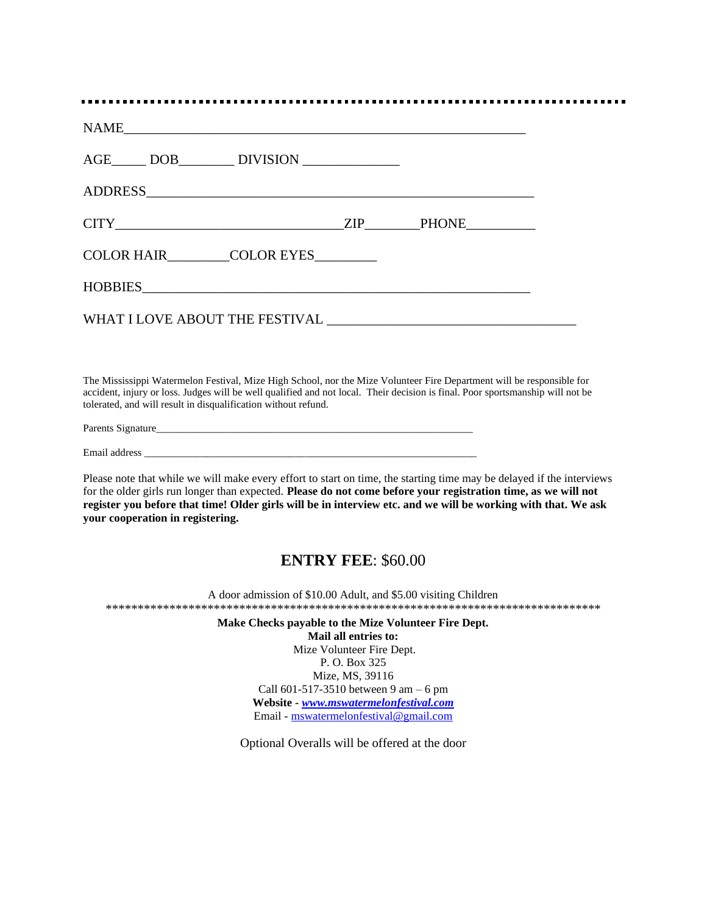NAME______________________________________________________________

AGE_____ DOB________ DIVISION ______________

ADDRESS____________________________________________________________

CITY__________________________________ZIP________PHONE__________

COLOR HAIR_________COLOR EYES_________

HOBBIES___________________________________________________________

WHAT I LOVE ABOUT THE FESTIVAL _____________________________________

The Mississippi Watermelon Festival, Mize High School, nor the Mize Volunteer Fire Department will be responsible for accident, injury or loss. Judges will be well qualified and not local. Their decision is final. Poor sportsmanship will not be tolerated, and will result in disqualification without refund.

Parents Signature_______________________________________________________________

Email address _________________________________________________________________

Please note that while we will make every effort to start on time, the starting time may be delayed if the interviews for the older girls run longer than expected. **Please do not come before your registration time, as we will not register you before that time! Older girls will be in interview etc. and we will be working with that. We ask your cooperation in registering.**

## **ENTRY FEE**: $60.00

A door admission of $10.00 Adult, and $5.00 visiting Children

*****************************************************************************

**Make Checks payable to the Mize Volunteer Fire Dept.**

**Mail all entries to:**

Mize Volunteer Fire Dept.
P. O. Box 325
Mize, MS, 39116
Call 601-517-3510 between 9 am – 6 pm

**Website -** ***www.mswatermelonfestival.com***

Email - mswatermelonfestival@gmail.com

Optional Overalls will be offered at the door